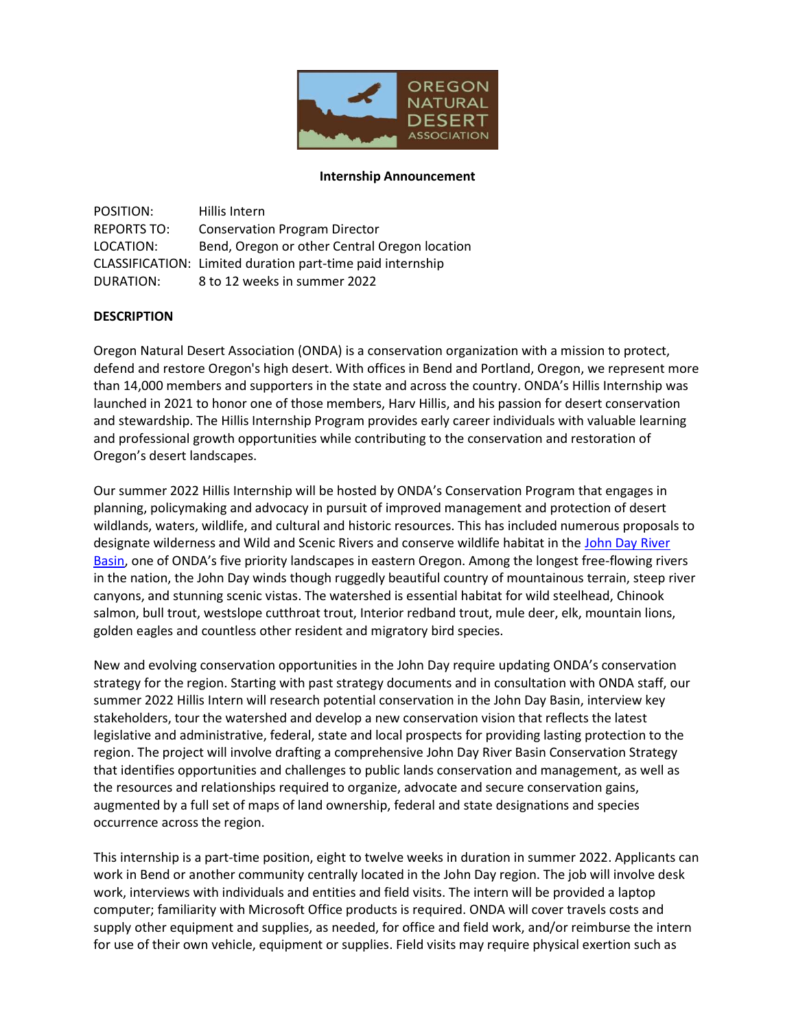# Internship Announcement

POSITION: Hillis Intern
REPORTS TO: Conservation Program Director
LOCATION: Bend, Oregon or other Central Oregon location
CLASSIFICATION: Limited duration part-time paid internship
DURATION: 8 to 12 weeks in summer 2022

## DESCRIPTION

Oregon Natural Desert Association (ONDA) is a conservation organization with a mission to protect, defend and restore Oregon's high desert. With offices in Bend and Portland, Oregon, we represent more than 14,000 members and supporters in the state and across the country. ONDA's Hillis Internship was launched in 2021 to honor one of those members, Harv Hillis, and his passion for desert conservation and stewardship. The Hillis Internship Program provides early career individuals with valuable learning and professional growth opportunities while contributing to the conservation and restoration of Oregon's desert landscapes.

Our summer 2022 Hillis Internship will be hosted by ONDA's Conservation Program that engages in planning, policymaking and advocacy in pursuit of improved management and protection of desert wildlands, waters, wildlife, and cultural and historic resources. This has included numerous proposals to designate wilderness and Wild and Scenic Rivers and conserve wildlife habitat in the John Day River Basin, one of ONDA's five priority landscapes in eastern Oregon. Among the longest free-flowing rivers in the nation, the John Day winds though ruggedly beautiful country of mountainous terrain, steep river canyons, and stunning scenic vistas. The watershed is essential habitat for wild steelhead, Chinook salmon, bull trout, westslope cutthroat trout, Interior redband trout, mule deer, elk, mountain lions, golden eagles and countless other resident and migratory bird species.

New and evolving conservation opportunities in the John Day require updating ONDA's conservation strategy for the region. Starting with past strategy documents and in consultation with ONDA staff, our summer 2022 Hillis Intern will research potential conservation in the John Day Basin, interview key stakeholders, tour the watershed and develop a new conservation vision that reflects the latest legislative and administrative, federal, state and local prospects for providing lasting protection to the region. The project will involve drafting a comprehensive John Day River Basin Conservation Strategy that identifies opportunities and challenges to public lands conservation and management, as well as the resources and relationships required to organize, advocate and secure conservation gains, augmented by a full set of maps of land ownership, federal and state designations and species occurrence across the region.

This internship is a part-time position, eight to twelve weeks in duration in summer 2022. Applicants can work in Bend or another community centrally located in the John Day region. The job will involve desk work, interviews with individuals and entities and field visits. The intern will be provided a laptop computer; familiarity with Microsoft Office products is required. ONDA will cover travels costs and supply other equipment and supplies, as needed, for office and field work, and/or reimburse the intern for use of their own vehicle, equipment or supplies. Field visits may require physical exertion such as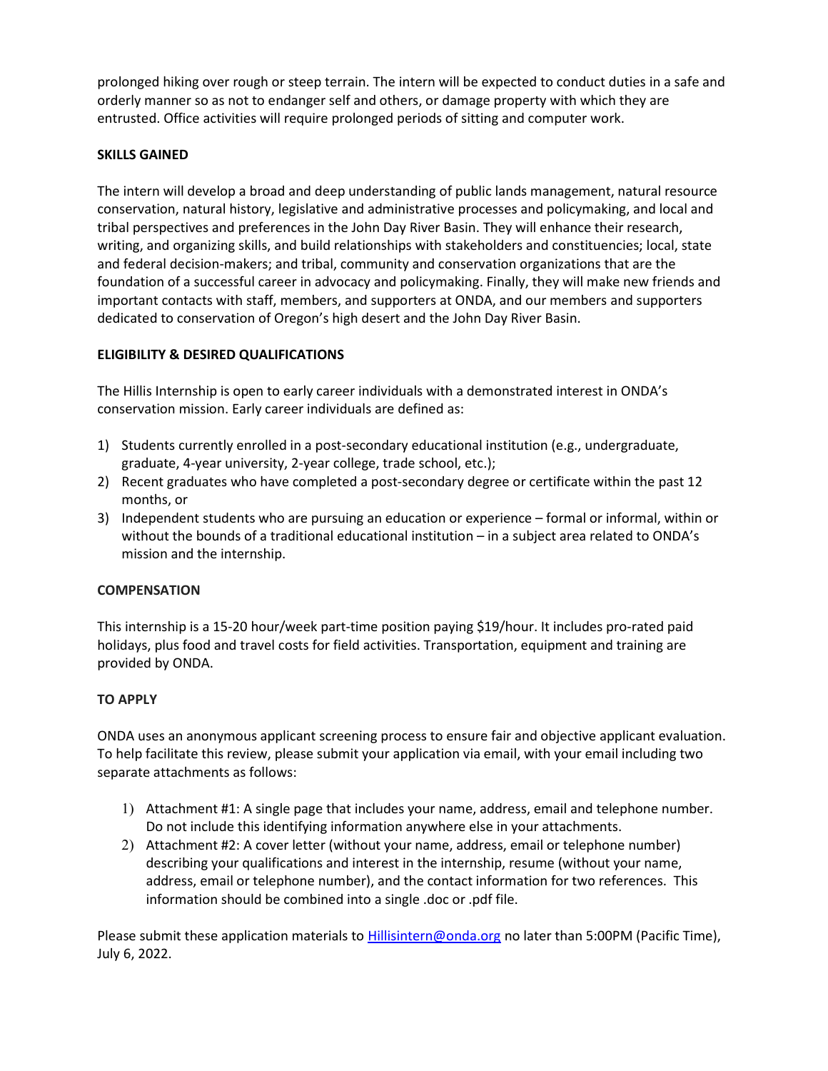prolonged hiking over rough or steep terrain. The intern will be expected to conduct duties in a safe and orderly manner so as not to endanger self and others, or damage property with which they are entrusted. Office activities will require prolonged periods of sitting and computer work.

**SKILLS GAINED**

The intern will develop a broad and deep understanding of public lands management, natural resource conservation, natural history, legislative and administrative processes and policymaking, and local and tribal perspectives and preferences in the John Day River Basin. They will enhance their research, writing, and organizing skills, and build relationships with stakeholders and constituencies; local, state and federal decision-makers; and tribal, community and conservation organizations that are the foundation of a successful career in advocacy and policymaking. Finally, they will make new friends and important contacts with staff, members, and supporters at ONDA, and our members and supporters dedicated to conservation of Oregon's high desert and the John Day River Basin.

**ELIGIBILITY & DESIRED QUALIFICATIONS**

The Hillis Internship is open to early career individuals with a demonstrated interest in ONDA's conservation mission. Early career individuals are defined as:

1) Students currently enrolled in a post-secondary educational institution (e.g., undergraduate, graduate, 4-year university, 2-year college, trade school, etc.);
2) Recent graduates who have completed a post-secondary degree or certificate within the past 12 months, or
3) Independent students who are pursuing an education or experience – formal or informal, within or without the bounds of a traditional educational institution – in a subject area related to ONDA's mission and the internship.

**COMPENSATION**

This internship is a 15-20 hour/week part-time position paying $19/hour. It includes pro-rated paid holidays, plus food and travel costs for field activities. Transportation, equipment and training are provided by ONDA.

**TO APPLY**

ONDA uses an anonymous applicant screening process to ensure fair and objective applicant evaluation. To help facilitate this review, please submit your application via email, with your email including two separate attachments as follows:

1) Attachment #1: A single page that includes your name, address, email and telephone number. Do not include this identifying information anywhere else in your attachments.
2) Attachment #2: A cover letter (without your name, address, email or telephone number) describing your qualifications and interest in the internship, resume (without your name, address, email or telephone number), and the contact information for two references. This information should be combined into a single .doc or .pdf file.

Please submit these application materials to Hillisintern@onda.org no later than 5:00PM (Pacific Time), July 6, 2022.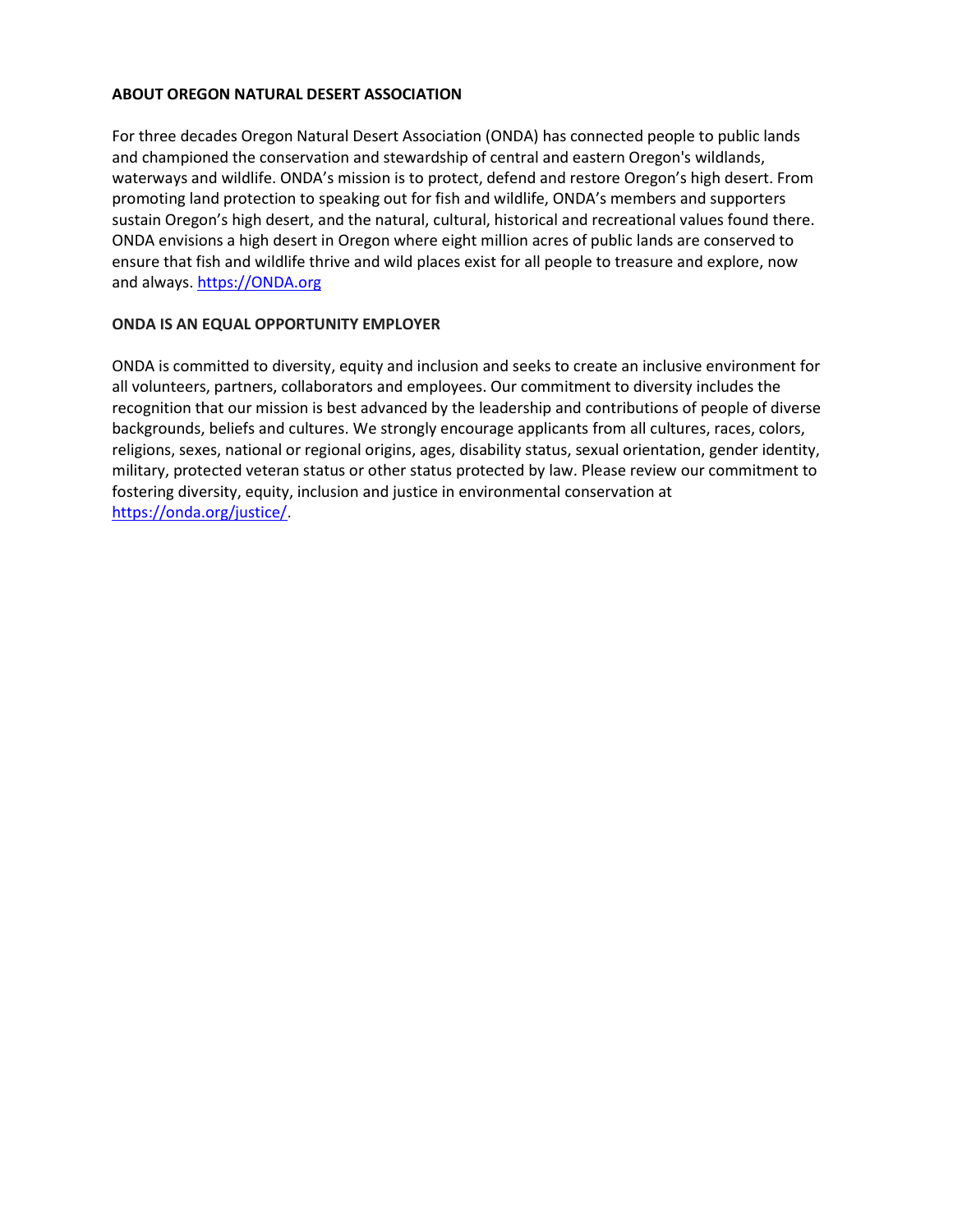**ABOUT OREGON NATURAL DESERT ASSOCIATION**

For three decades Oregon Natural Desert Association (ONDA) has connected people to public lands and championed the conservation and stewardship of central and eastern Oregon's wildlands, waterways and wildlife. ONDA's mission is to protect, defend and restore Oregon's high desert. From promoting land protection to speaking out for fish and wildlife, ONDA's members and supporters sustain Oregon's high desert, and the natural, cultural, historical and recreational values found there. ONDA envisions a high desert in Oregon where eight million acres of public lands are conserved to ensure that fish and wildlife thrive and wild places exist for all people to treasure and explore, now and always. https://ONDA.org

**ONDA IS AN EQUAL OPPORTUNITY EMPLOYER**

ONDA is committed to diversity, equity and inclusion and seeks to create an inclusive environment for all volunteers, partners, collaborators and employees. Our commitment to diversity includes the recognition that our mission is best advanced by the leadership and contributions of people of diverse backgrounds, beliefs and cultures. We strongly encourage applicants from all cultures, races, colors, religions, sexes, national or regional origins, ages, disability status, sexual orientation, gender identity, military, protected veteran status or other status protected by law. Please review our commitment to fostering diversity, equity, inclusion and justice in environmental conservation at https://onda.org/justice/.